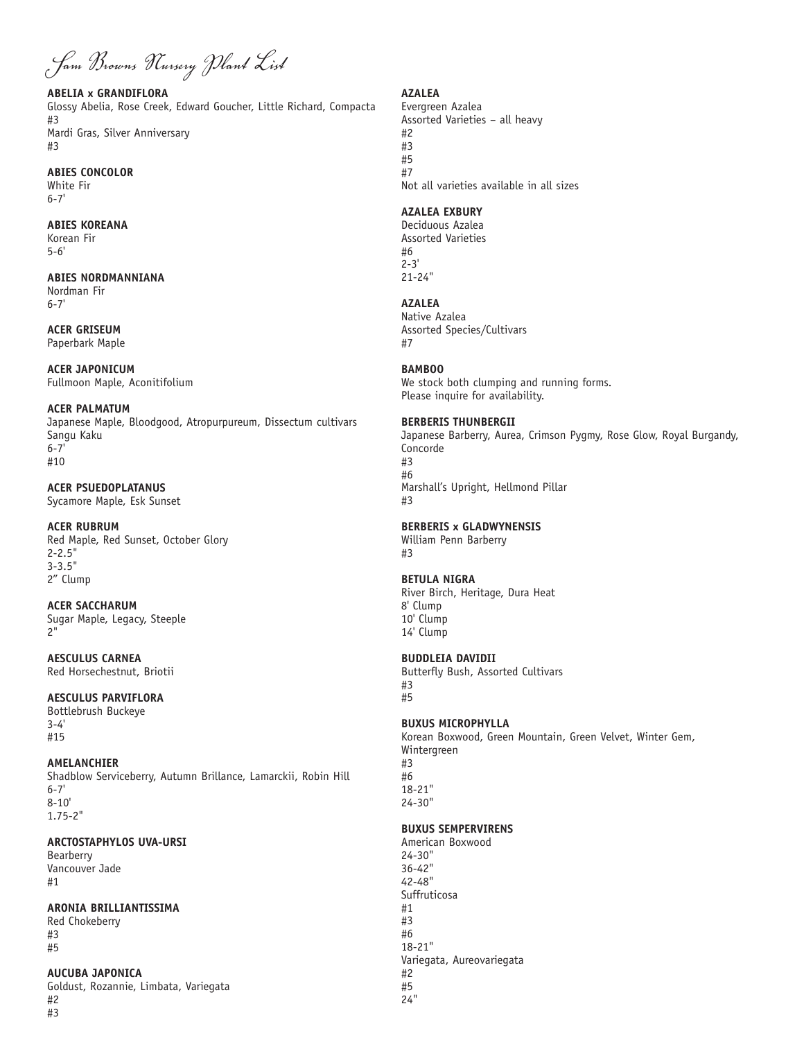# Sam Browns Nursery Plant List

**ABELIA x GRANDIFLORA**
Glossy Abelia, Rose Creek, Edward Goucher, Little Richard, Compacta
#3
Mardi Gras, Silver Anniversary
#3

**ABIES CONCOLOR**
White Fir
6-7'

**ABIES KOREANA**
Korean Fir
5-6'

**ABIES NORDMANNIANA**
Nordman Fir
6-7'

**ACER GRISEUM**
Paperbark Maple

**ACER JAPONICUM**
Fullmoon Maple, Aconitifolium

**ACER PALMATUM**
Japanese Maple, Bloodgood, Atropurpureum, Dissectum cultivars
Sangu Kaku
6-7'
#10

**ACER PSUEDOPLATANUS**
Sycamore Maple, Esk Sunset

**ACER RUBRUM**
Red Maple, Red Sunset, October Glory
2-2.5"
3-3.5"
2" Clump

**ACER SACCHARUM**
Sugar Maple, Legacy, Steeple
2"

**AESCULUS CARNEA**
Red Horsechestnut, Briotii

**AESCULUS PARVIFLORA**
Bottlebrush Buckeye
3-4'
#15

**AMELANCHIER**
Shadblow Serviceberry, Autumn Brillance, Lamarckii, Robin Hill
6-7'
8-10'
1.75-2"

**ARCTOSTAPHYLOS UVA-URSI**
Bearberry
Vancouver Jade
#1

**ARONIA BRILLIANTISSIMA**
Red Chokeberry
#3
#5

**AUCUBA JAPONICA**
Goldust, Rozannie, Limbata, Variegata
#2
#3

**AZALEA**
Evergreen Azalea
Assorted Varieties – all heavy
#2
#3
#5
#7
Not all varieties available in all sizes

**AZALEA EXBURY**
Deciduous Azalea
Assorted Varieties
#6
2-3'
21-24"

**AZALEA**
Native Azalea
Assorted Species/Cultivars
#7

**BAMBOO**
We stock both clumping and running forms.
Please inquire for availability.

**BERBERIS THUNBERGII**
Japanese Barberry, Aurea, Crimson Pygmy, Rose Glow, Royal Burgandy, Concorde
#3
#6
Marshall's Upright, Hellmond Pillar
#3

**BERBERIS x GLADWYNENSIS**
William Penn Barberry
#3

**BETULA NIGRA**
River Birch, Heritage, Dura Heat
8' Clump
10' Clump
14' Clump

**BUDDLEIA DAVIDII**
Butterfly Bush, Assorted Cultivars
#3
#5

**BUXUS MICROPHYLLA**
Korean Boxwood, Green Mountain, Green Velvet, Winter Gem, Wintergreen
#3
#6
18-21"
24-30"

**BUXUS SEMPERVIRENS**
American Boxwood
24-30"
36-42"
42-48"
Suffruticosa
#1
#3
#6
18-21"
Variegata, Aureovariegata
#2
#5
24"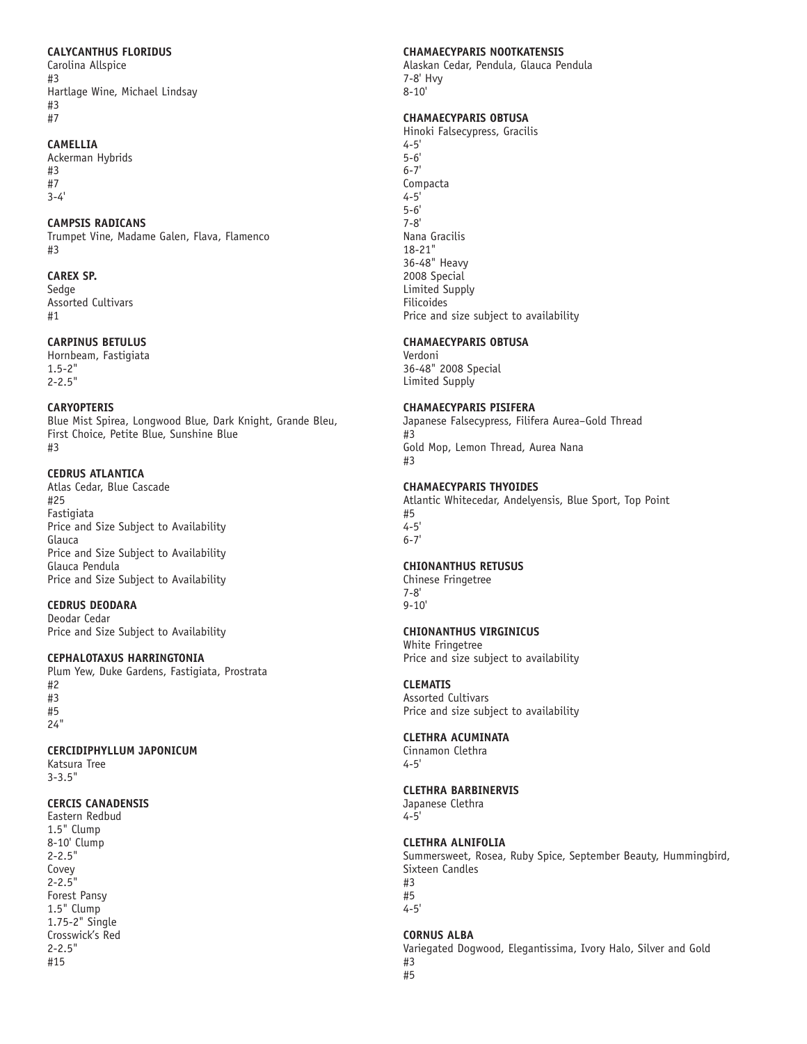**CALYCANTHUS FLORIDUS**
Carolina Allspice
#3
Hartlage Wine, Michael Lindsay
#3
#7

**CAMELLIA**
Ackerman Hybrids
#3
#7
3-4'

**CAMPSIS RADICANS**
Trumpet Vine, Madame Galen, Flava, Flamenco
#3

**CAREX SP.**
Sedge
Assorted Cultivars
#1

**CARPINUS BETULUS**
Hornbeam, Fastigiata
1.5-2"
2-2.5"

**CARYOPTERIS**
Blue Mist Spirea, Longwood Blue, Dark Knight, Grande Bleu, First Choice, Petite Blue, Sunshine Blue
#3

**CEDRUS ATLANTICA**
Atlas Cedar, Blue Cascade
#25
Fastigiata
Price and Size Subject to Availability
Glauca
Price and Size Subject to Availability
Glauca Pendula
Price and Size Subject to Availability

**CEDRUS DEODARA**
Deodar Cedar
Price and Size Subject to Availability

**CEPHALOTAXUS HARRINGTONIA**
Plum Yew, Duke Gardens, Fastigiata, Prostrata
#2
#3
#5
24"

**CERCIDIPHYLLUM JAPONICUM**
Katsura Tree
3-3.5"

**CERCIS CANADENSIS**
Eastern Redbud
1.5" Clump
8-10' Clump
2-2.5"
Covey
2-2.5"
Forest Pansy
1.5" Clump
1.75-2" Single
Crosswick's Red
2-2.5"
#15

**CHAMAECYPARIS NOOTKATENSIS**
Alaskan Cedar, Pendula, Glauca Pendula
7-8' Hvy
8-10'

**CHAMAECYPARIS OBTUSA**
Hinoki Falsecypress, Gracilis
4-5'
5-6'
6-7'
Compacta
4-5'
5-6'
7-8'
Nana Gracilis
18-21"
36-48" Heavy
2008 Special
Limited Supply
Filicoides
Price and size subject to availability

**CHAMAECYPARIS OBTUSA**
Verdoni
36-48" 2008 Special
Limited Supply

**CHAMAECYPARIS PISIFERA**
Japanese Falsecypress, Filifera Aurea–Gold Thread
#3
Gold Mop, Lemon Thread, Aurea Nana
#3

**CHAMAECYPARIS THYOIDES**
Atlantic Whitecedar, Andelyensis, Blue Sport, Top Point
#5
4-5'
6-7'

**CHIONANTHUS RETUSUS**
Chinese Fringetree
7-8'
9-10'

**CHIONANTHUS VIRGINICUS**
White Fringetree
Price and size subject to availability

**CLEMATIS**
Assorted Cultivars
Price and size subject to availability

**CLETHRA ACUMINATA**
Cinnamon Clethra
4-5'

**CLETHRA BARBINERVIS**
Japanese Clethra
4-5'

**CLETHRA ALNIFOLIA**
Summersweet, Rosea, Ruby Spice, September Beauty, Hummingbird, Sixteen Candles
#3
#5
4-5'

**CORNUS ALBA**
Variegated Dogwood, Elegantissima, Ivory Halo, Silver and Gold
#3
#5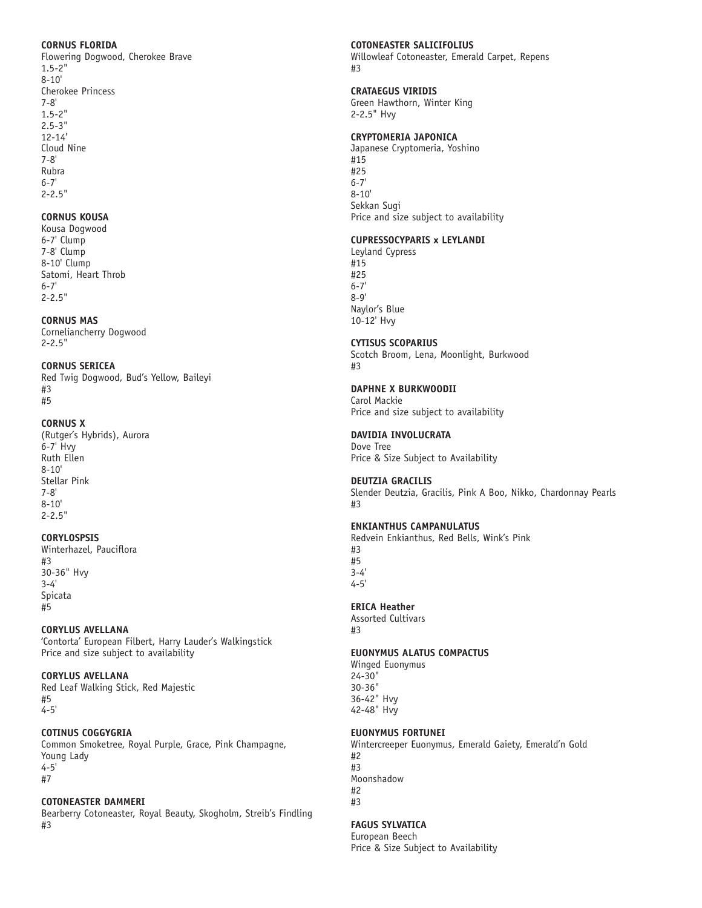**CORNUS FLORIDA**
Flowering Dogwood, Cherokee Brave
1.5-2"
8-10'
Cherokee Princess
7-8'
1.5-2"
2.5-3"
12-14'
Cloud Nine
7-8'
Rubra
6-7'
2-2.5"

**CORNUS KOUSA**
Kousa Dogwood
6-7' Clump
7-8' Clump
8-10' Clump
Satomi, Heart Throb
6-7'
2-2.5"

**CORNUS MAS**
Corneliancherry Dogwood
2-2.5"

**CORNUS SERICEA**
Red Twig Dogwood, Bud's Yellow, Baileyi
#3
#5

**CORNUS X**
(Rutger's Hybrids), Aurora
6-7' Hvy
Ruth Ellen
8-10'
Stellar Pink
7-8'
8-10'
2-2.5"

**CORYLOSPSIS**
Winterhazel, Pauciflora
#3
30-36" Hvy
3-4'
Spicata
#5

**CORYLUS AVELLANA**
'Contorta' European Filbert, Harry Lauder's Walkingstick
Price and size subject to availability

**CORYLUS AVELLANA**
Red Leaf Walking Stick, Red Majestic
#5
4-5'

**COTINUS COGGYGRIA**
Common Smoketree, Royal Purple, Grace, Pink Champagne, Young Lady
4-5'
#7

**COTONEASTER DAMMERI**
Bearberry Cotoneaster, Royal Beauty, Skogholm, Streib's Findling
#3

**COTONEASTER SALICIFOLIUS**
Willowleaf Cotoneaster, Emerald Carpet, Repens
#3

**CRATAEGUS VIRIDIS**
Green Hawthorn, Winter King
2-2.5" Hvy

**CRYPTOMERIA JAPONICA**
Japanese Cryptomeria, Yoshino
#15
#25
6-7'
8-10'
Sekkan Sugi
Price and size subject to availability

**CUPRESSOCYPARIS x LEYLANDI**
Leyland Cypress
#15
#25
6-7'
8-9'
Naylor's Blue
10-12' Hvy

**CYTISUS SCOPARIUS**
Scotch Broom, Lena, Moonlight, Burkwood
#3

**DAPHNE X BURKWOODII**
Carol Mackie
Price and size subject to availability

**DAVIDIA INVOLUCRATA**
Dove Tree
Price & Size Subject to Availability

**DEUTZIA GRACILIS**
Slender Deutzia, Gracilis, Pink A Boo, Nikko, Chardonnay Pearls
#3

**ENKIANTHUS CAMPANULATUS**
Redvein Enkianthus, Red Bells, Wink's Pink
#3
#5
3-4'
4-5'

**ERICA Heather**
Assorted Cultivars
#3

**EUONYMUS ALATUS COMPACTUS**
Winged Euonymus
24-30"
30-36"
36-42" Hvy
42-48" Hvy

**EUONYMUS FORTUNEI**
Wintercreeper Euonymus, Emerald Gaiety, Emerald'n Gold
#2
#3
Moonshadow
#2
#3

**FAGUS SYLVATICA**
European Beech
Price & Size Subject to Availability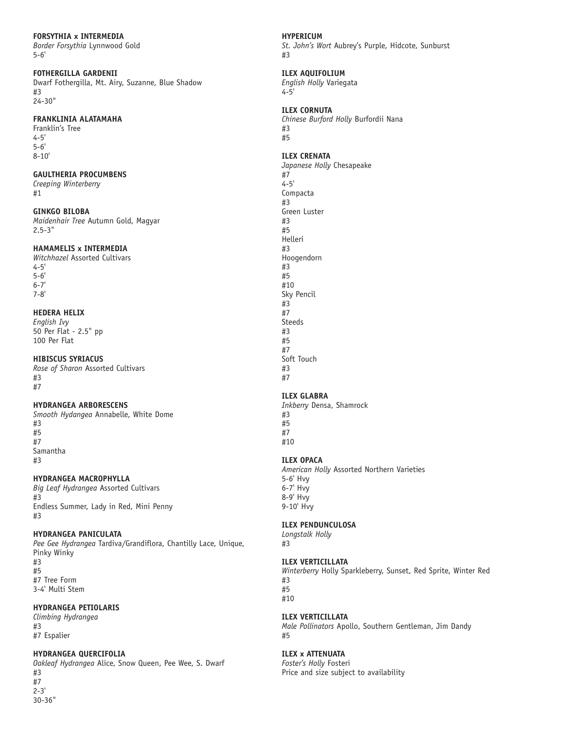**FORSYTHIA x INTERMEDIA**
*Border Forsythia* Lynnwood Gold
5-6'

**FOTHERGILLA GARDENII**
Dwarf Fothergilla, Mt. Airy, Suzanne, Blue Shadow
#3
24-30"

**FRANKLINIA ALATAMAHA**
Franklin's Tree
4-5'
5-6'
8-10'

**GAULTHERIA PROCUMBENS**
*Creeping Winterberry*
#1

**GINKGO BILOBA**
*Maidenhair Tree* Autumn Gold, Magyar
2.5-3"

**HAMAMELIS x INTERMEDIA**
*Witchhazel* Assorted Cultivars
4-5'
5-6'
6-7'
7-8'

**HEDERA HELIX**
*English Ivy*
50 Per Flat - 2.5" pp
100 Per Flat

**HIBISCUS SYRIACUS**
*Rose of Sharon* Assorted Cultivars
#3
#7

**HYDRANGEA ARBORESCENS**
*Smooth Hydangea* Annabelle, White Dome
#3
#5
#7
Samantha
#3

**HYDRANGEA MACROPHYLLA**
*Big Leaf Hydrangea* Assorted Cultivars
#3
Endless Summer, Lady in Red, Mini Penny
#3

**HYDRANGEA PANICULATA**
*Pee Gee Hydrangea* Tardiva/Grandiflora, Chantilly Lace, Unique, Pinky Winky
#3
#5
#7 Tree Form
3-4' Multi Stem

**HYDRANGEA PETIOLARIS**
*Climbing Hydrangea*
#3
#7 Espalier

**HYDRANGEA QUERCIFOLIA**
*Oakleaf Hydrangea* Alice, Snow Queen, Pee Wee, S. Dwarf
#3
#7
2-3'
30-36"

**HYPERICUM**
*St. John's Wort* Aubrey's Purple, Hidcote, Sunburst
#3

**ILEX AQUIFOLIUM**
*English Holly* Variegata
4-5'

**ILEX CORNUTA**
*Chinese Burford Holly* Burfordii Nana
#3
#5

**ILEX CRENATA**
*Japanese Holly* Chesapeake
#7
4-5'
Compacta
#3
Green Luster
#3
#5
Helleri
#3
Hoogendorn
#3
#5
#10
Sky Pencil
#3
#7
Steeds
#3
#5
#7
Soft Touch
#3
#7

**ILEX GLABRA**
*Inkberry* Densa, Shamrock
#3
#5
#7
#10

**ILEX OPACA**
*American Holly* Assorted Northern Varieties
5-6' Hvy
6-7' Hvy
8-9' Hvy
9-10' Hvy

**ILEX PENDUNCULOSA**
*Longstalk Holly*
#3

**ILEX VERTICILLATA**
*Winterberry* Holly Sparkleberry, Sunset, Red Sprite, Winter Red
#3
#5
#10

**ILEX VERTICILLATA**
*Male Pollinators* Apollo, Southern Gentleman, Jim Dandy
#5

**ILEX x ATTENUATA**
*Foster's Holly* Fosteri
Price and size subject to availability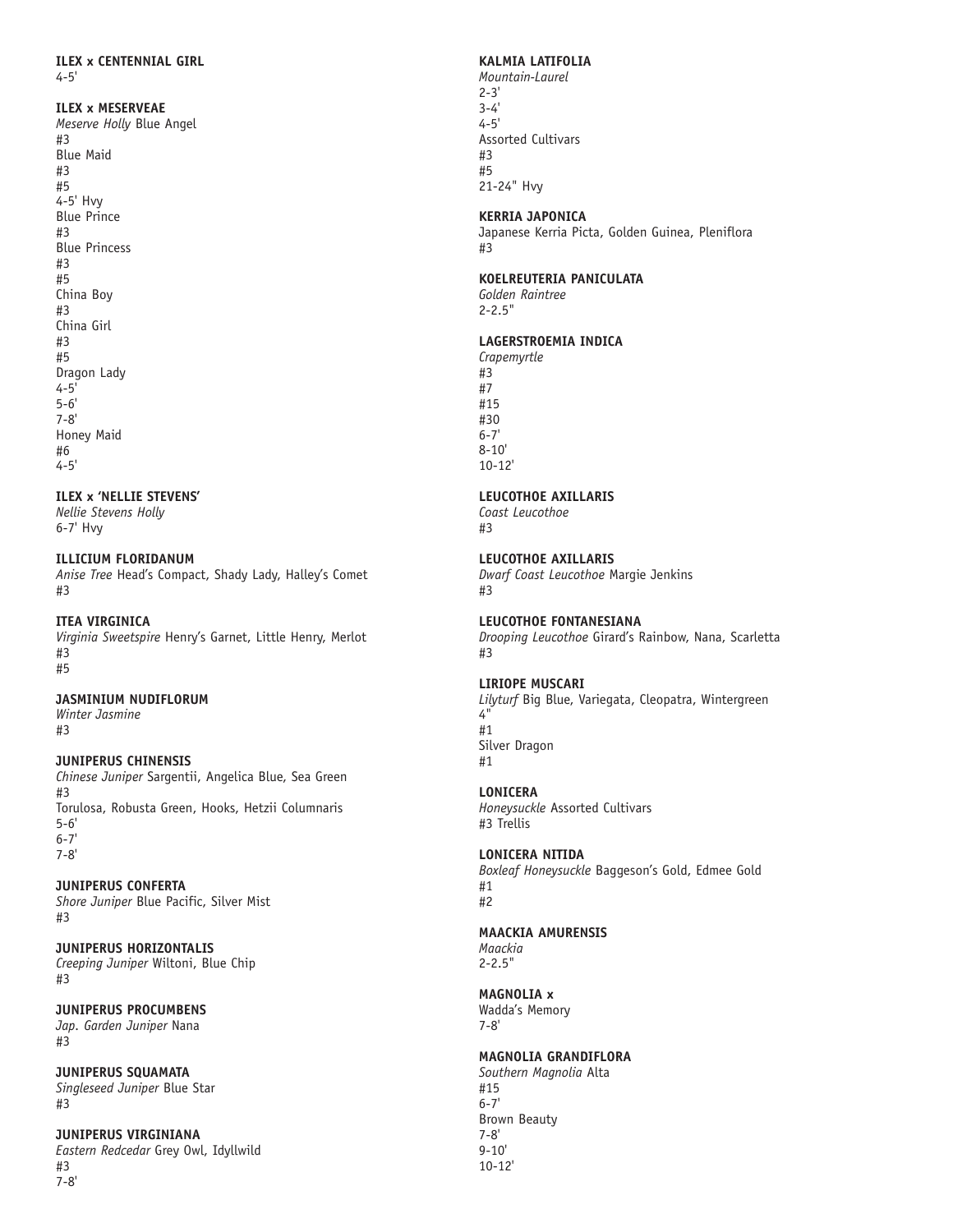**ILEX x CENTENNIAL GIRL**
4-5'

**ILEX x MESERVEAE**
*Meserve Holly* Blue Angel
#3
Blue Maid
#3
#5
4-5' Hvy
Blue Prince
#3
Blue Princess
#3
#5
China Boy
#3
China Girl
#3
#5
Dragon Lady
4-5'
5-6'
7-8'
Honey Maid
#6
4-5'

**ILEX x 'NELLIE STEVENS'**
*Nellie Stevens Holly*
6-7' Hvy

**ILLICIUM FLORIDANUM**
*Anise Tree* Head's Compact, Shady Lady, Halley's Comet
#3

**ITEA VIRGINICA**
*Virginia Sweetspire* Henry's Garnet, Little Henry, Merlot
#3
#5

**JASMINIUM NUDIFLORUM**
*Winter Jasmine*
#3

**JUNIPERUS CHINENSIS**
*Chinese Juniper* Sargentii, Angelica Blue, Sea Green
#3
Torulosa, Robusta Green, Hooks, Hetzii Columnaris
5-6'
6-7'
7-8'

**JUNIPERUS CONFERTA**
*Shore Juniper* Blue Pacific, Silver Mist
#3

**JUNIPERUS HORIZONTALIS**
*Creeping Juniper* Wiltoni, Blue Chip
#3

**JUNIPERUS PROCUMBENS**
*Jap. Garden Juniper* Nana
#3

**JUNIPERUS SQUAMATA**
*Singleseed Juniper* Blue Star
#3

**JUNIPERUS VIRGINIANA**
*Eastern Redcedar* Grey Owl, Idyllwild
#3
7-8'

**KALMIA LATIFOLIA**
*Mountain-Laurel*
2-3'
3-4'
4-5'
Assorted Cultivars
#3
#5
21-24" Hvy

**KERRIA JAPONICA**
Japanese Kerria Picta, Golden Guinea, Pleniflora
#3

**KOELREUTERIA PANICULATA**
*Golden Raintree*
2-2.5"

**LAGERSTROEMIA INDICA**
*Crapemyrtle*
#3
#7
#15
#30
6-7'
8-10'
10-12'

**LEUCOTHOE AXILLARIS**
*Coast Leucothoe*
#3

**LEUCOTHOE AXILLARIS**
*Dwarf Coast Leucothoe* Margie Jenkins
#3

**LEUCOTHOE FONTANESIANA**
*Drooping Leucothoe* Girard's Rainbow, Nana, Scarletta
#3

**LIRIOPE MUSCARI**
*Lilyturf* Big Blue, Variegata, Cleopatra, Wintergreen
4"
#1
Silver Dragon
#1

**LONICERA**
*Honeysuckle* Assorted Cultivars
#3 Trellis

**LONICERA NITIDA**
*Boxleaf Honeysuckle* Baggeson's Gold, Edmee Gold
#1
#2

**MAACKIA AMURENSIS**
*Maackia*
2-2.5"

**MAGNOLIA x**
Wadda's Memory
7-8'

**MAGNOLIA GRANDIFLORA**
*Southern Magnolia* Alta
#15
6-7'
Brown Beauty
7-8'
9-10'
10-12'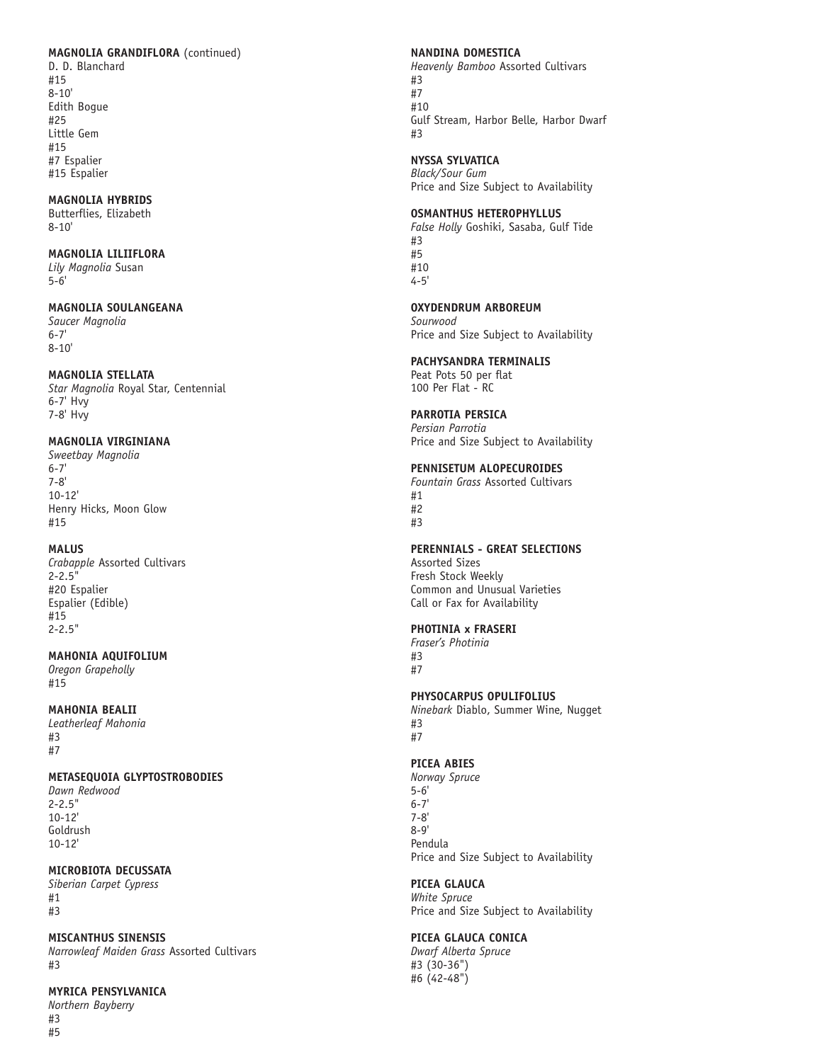**MAGNOLIA GRANDIFLORA** (continued)
D. D. Blanchard
#15
8-10'
Edith Bogue
#25
Little Gem
#15
#7 Espalier
#15 Espalier

**MAGNOLIA HYBRIDS**
Butterflies, Elizabeth
8-10'

**MAGNOLIA LILIIFLORA**
*Lily Magnolia* Susan
5-6'

**MAGNOLIA SOULANGEANA**
*Saucer Magnolia*
6-7'
8-10'

**MAGNOLIA STELLATA**
*Star Magnolia* Royal Star, Centennial
6-7' Hvy
7-8' Hvy

**MAGNOLIA VIRGINIANA**
*Sweetbay Magnolia*
6-7'
7-8'
10-12'
Henry Hicks, Moon Glow
#15

**MALUS**
*Crabapple* Assorted Cultivars
2-2.5"
#20 Espalier
Espalier (Edible)
#15
2-2.5"

**MAHONIA AQUIFOLIUM**
*Oregon Grapeholly*
#15

**MAHONIA BEALII**
*Leatherleaf Mahonia*
#3
#7

**METASEQUOIA GLYPTOSTROBODIES**
*Dawn Redwood*
2-2.5"
10-12'
Goldrush
10-12'

**MICROBIOTA DECUSSATA**
*Siberian Carpet Cypress*
#1
#3

**MISCANTHUS SINENSIS**
*Narrowleaf Maiden Grass* Assorted Cultivars
#3

**MYRICA PENSYLVANICA**
*Northern Bayberry*
#3
#5

**NANDINA DOMESTICA**
*Heavenly Bamboo* Assorted Cultivars
#3
#7
#10
Gulf Stream, Harbor Belle, Harbor Dwarf
#3

**NYSSA SYLVATICA**
*Black/Sour Gum*
Price and Size Subject to Availability

**OSMANTHUS HETEROPHYLLUS**
*False Holly* Goshiki, Sasaba, Gulf Tide
#3
#5
#10
4-5'

**OXYDENDRUM ARBOREUM**
*Sourwood*
Price and Size Subject to Availability

**PACHYSANDRA TERMINALIS**
Peat Pots 50 per flat
100 Per Flat - RC

**PARROTIA PERSICA**
*Persian Parrotia*
Price and Size Subject to Availability

**PENNISETUM ALOPECUROIDES**
*Fountain Grass* Assorted Cultivars
#1
#2
#3

**PERENNIALS - GREAT SELECTIONS**
Assorted Sizes
Fresh Stock Weekly
Common and Unusual Varieties
Call or Fax for Availability

**PHOTINIA x FRASERI**
*Fraser's Photinia*
#3
#7

**PHYSOCARPUS OPULIFOLIUS**
*Ninebark* Diablo, Summer Wine, Nugget
#3
#7

**PICEA ABIES**
*Norway Spruce*
5-6'
6-7'
7-8'
8-9'
Pendula
Price and Size Subject to Availability

**PICEA GLAUCA**
*White Spruce*
Price and Size Subject to Availability

**PICEA GLAUCA CONICA**
*Dwarf Alberta Spruce*
#3 (30-36")
#6 (42-48")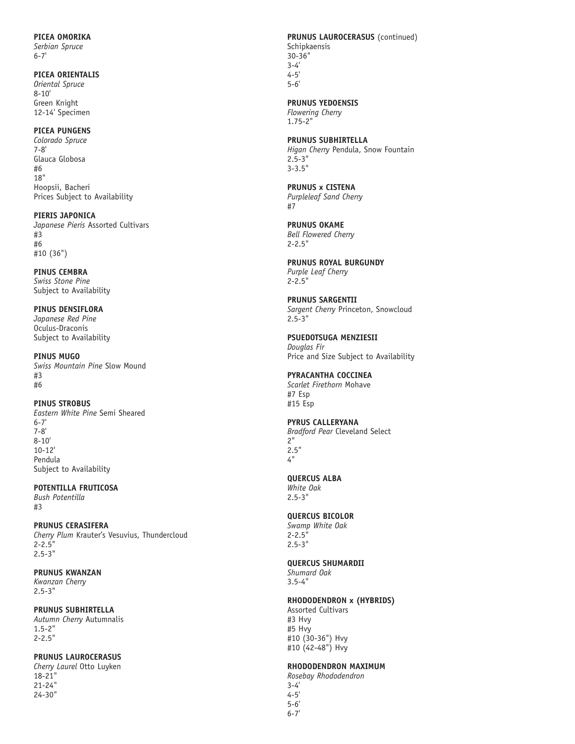**PICEA OMORIKA**
*Serbian Spruce*
6-7'

**PICEA ORIENTALIS**
*Oriental Spruce*
8-10'
Green Knight
12-14' Specimen

**PICEA PUNGENS**
*Colorado Spruce*
7-8'
Glauca Globosa
#6
18"
Hoopsii, Bacheri
Prices Subject to Availability

**PIERIS JAPONICA**
*Japanese Pieris* Assorted Cultivars
#3
#6
#10 (36")

**PINUS CEMBRA**
*Swiss Stone Pine*
Subject to Availability

**PINUS DENSIFLORA**
*Japanese Red Pine*
Oculus-Draconis
Subject to Availability

**PINUS MUGO**
*Swiss Mountain Pine* Slow Mound
#3
#6

**PINUS STROBUS**
*Eastern White Pine* Semi Sheared
6-7'
7-8'
8-10'
10-12'
Pendula
Subject to Availability

**POTENTILLA FRUTICOSA**
*Bush Potentilla*
#3

**PRUNUS CERASIFERA**
*Cherry Plum* Krauter's Vesuvius, Thundercloud
2-2.5"
2.5-3"

**PRUNUS KWANZAN**
*Kwanzan Cherry*
2.5-3"

**PRUNUS SUBHIRTELLA**
*Autumn Cherry* Autumnalis
1.5-2"
2-2.5"

**PRUNUS LAUROCERASUS**
*Cherry Laurel* Otto Luyken
18-21"
21-24"
24-30"

**PRUNUS LAUROCERASUS** (continued)
Schipkaensis
30-36"
3-4'
4-5'
5-6'

**PRUNUS YEDOENSIS**
*Flowering Cherry*
1.75-2"

**PRUNUS SUBHIRTELLA**
*Higan Cherry* Pendula, Snow Fountain
2.5-3"
3-3.5"

**PRUNUS x CISTENA**
*Purpleleaf Sand Cherry*
#7

**PRUNUS OKAME**
*Bell Flowered Cherry*
2-2.5"

**PRUNUS ROYAL BURGUNDY**
*Purple Leaf Cherry*
2-2.5"

**PRUNUS SARGENTII**
*Sargent Cherry* Princeton, Snowcloud
2.5-3"

**PSUEDOTSUGA MENZIESII**
*Douglas Fir*
Price and Size Subject to Availability

**PYRACANTHA COCCINEA**
*Scarlet Firethorn* Mohave
#7 Esp
#15 Esp

**PYRUS CALLERYANA**
*Bradford Pear* Cleveland Select
2"
2.5"
4"

**QUERCUS ALBA**
*White Oak*
2.5-3"

**QUERCUS BICOLOR**
*Swamp White Oak*
2-2.5"
2.5-3"

**QUERCUS SHUMARDII**
*Shumard Oak*
3.5-4"

**RHODODENDRON x (HYBRIDS)**
Assorted Cultivars
#3 Hvy
#5 Hvy
#10 (30-36") Hvy
#10 (42-48") Hvy

**RHODODENDRON MAXIMUM**
*Rosebay Rhododendron*
3-4'
4-5'
5-6'
6-7'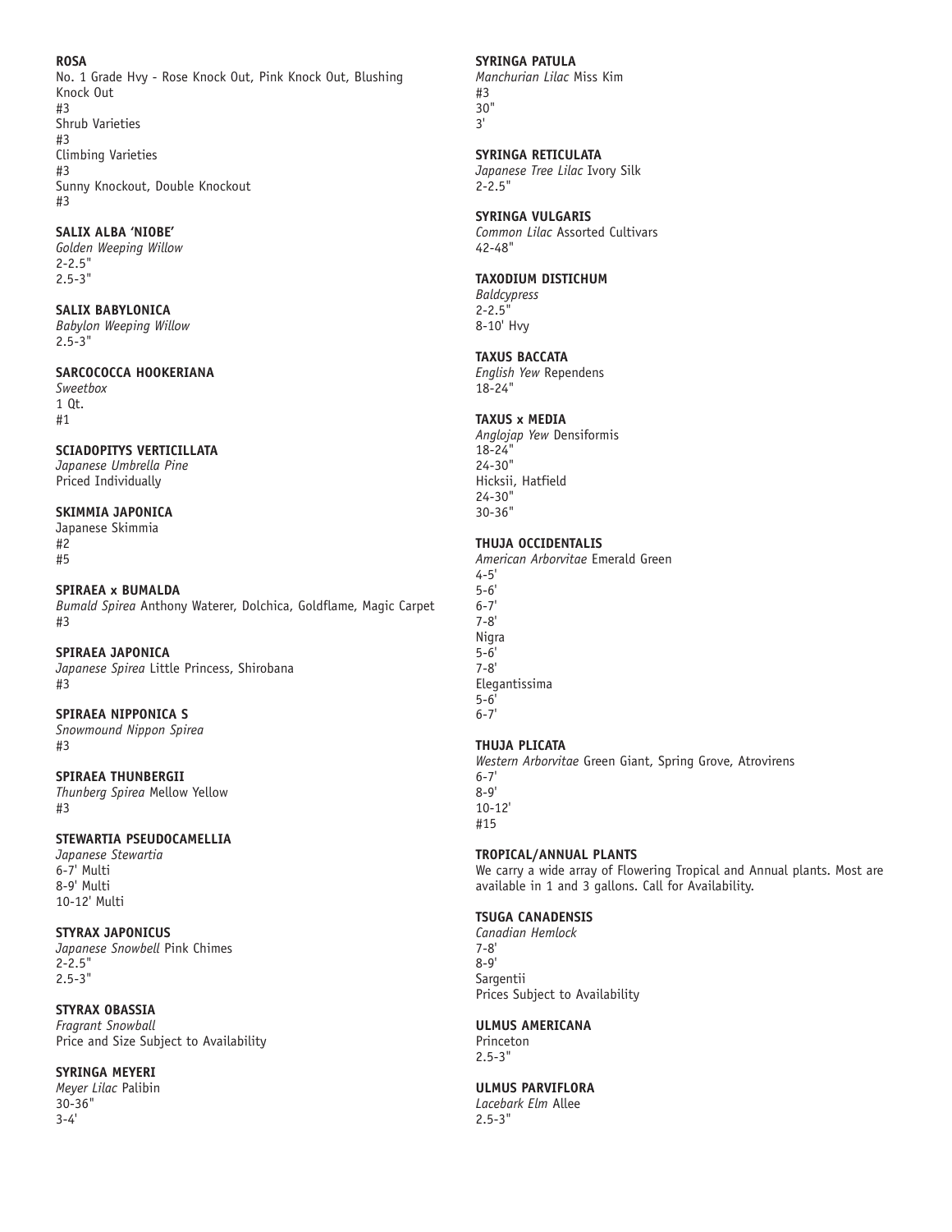**ROSA**
No. 1 Grade Hvy - Rose Knock Out, Pink Knock Out, Blushing Knock Out
#3
Shrub Varieties
#3
Climbing Varieties
#3
Sunny Knockout, Double Knockout
#3

**SALIX ALBA 'NIOBE'**
*Golden Weeping Willow*
2-2.5"
2.5-3"

**SALIX BABYLONICA**
*Babylon Weeping Willow*
2.5-3"

**SARCOCOCCA HOOKERIANA**
*Sweetbox*
1 Qt.
#1

**SCIADOPITYS VERTICILLATA**
*Japanese Umbrella Pine*
Priced Individually

**SKIMMIA JAPONICA**
Japanese Skimmia
#2
#5

**SPIRAEA x BUMALDA**
*Bumald Spirea* Anthony Waterer, Dolchica, Goldflame, Magic Carpet
#3

**SPIRAEA JAPONICA**
*Japanese Spirea* Little Princess, Shirobana
#3

**SPIRAEA NIPPONICA S**
*Snowmound Nippon Spirea*
#3

**SPIRAEA THUNBERGII**
*Thunberg Spirea* Mellow Yellow
#3

**STEWARTIA PSEUDOCAMELLIA**
*Japanese Stewartia*
6-7' Multi
8-9' Multi
10-12' Multi

**STYRAX JAPONICUS**
*Japanese Snowbell* Pink Chimes
2-2.5"
2.5-3"

**STYRAX OBASSIA**
*Fragrant Snowball*
Price and Size Subject to Availability

**SYRINGA MEYERI**
*Meyer Lilac* Palibin
30-36"
3-4'

**SYRINGA PATULA**
*Manchurian Lilac* Miss Kim
#3
30"
3'

**SYRINGA RETICULATA**
*Japanese Tree Lilac* Ivory Silk
2-2.5"

**SYRINGA VULGARIS**
*Common Lilac* Assorted Cultivars
42-48"

**TAXODIUM DISTICHUM**
*Baldcypress*
2-2.5"
8-10' Hvy

**TAXUS BACCATA**
*English Yew* Rependens
18-24"

**TAXUS x MEDIA**
*Anglojap Yew* Densiformis
18-24"
24-30"
Hicksii, Hatfield
24-30"
30-36"

**THUJA OCCIDENTALIS**
*American Arborvitae* Emerald Green
4-5'
5-6'
6-7'
7-8'
Nigra
5-6'
7-8'
Elegantissima
5-6'
6-7'

**THUJA PLICATA**
*Western Arborvitae* Green Giant, Spring Grove, Atrovirens
6-7'
8-9'
10-12'
#15

**TROPICAL/ANNUAL PLANTS**
We carry a wide array of Flowering Tropical and Annual plants. Most are available in 1 and 3 gallons. Call for Availability.

**TSUGA CANADENSIS**
*Canadian Hemlock*
7-8'
8-9'
Sargentii
Prices Subject to Availability

**ULMUS AMERICANA**
Princeton
2.5-3"

**ULMUS PARVIFLORA**
*Lacebark Elm* Allee
2.5-3"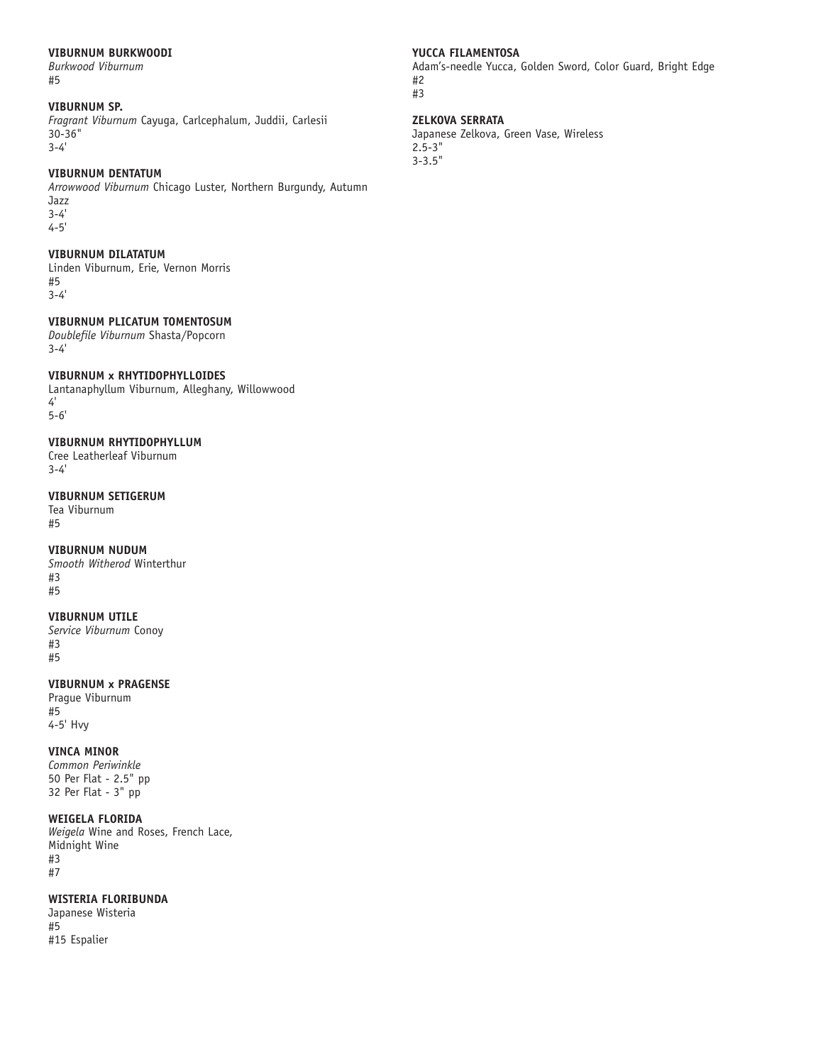**VIBURNUM BURKWOODI**
*Burkwood Viburnum*
#5

**VIBURNUM SP.**
*Fragrant Viburnum* Cayuga, Carlcephalum, Juddii, Carlesii
30-36"
3-4'

**VIBURNUM DENTATUM**
*Arrowwood Viburnum* Chicago Luster, Northern Burgundy, Autumn Jazz
3-4'
4-5'

**VIBURNUM DILATATUM**
Linden Viburnum, Erie, Vernon Morris
#5
3-4'

**VIBURNUM PLICATUM TOMENTOSUM**
*Doublefile Viburnum* Shasta/Popcorn
3-4'

**VIBURNUM x RHYTIDOPHYLLOIDES**
Lantanaphyllum Viburnum, Alleghany, Willowwood
4'
5-6'

**VIBURNUM RHYTIDOPHYLLUM**
Cree Leatherleaf Viburnum
3-4'

**VIBURNUM SETIGERUM**
Tea Viburnum
#5

**VIBURNUM NUDUM**
*Smooth Witherod* Winterthur
#3
#5

**VIBURNUM UTILE**
*Service Viburnum* Conoy
#3
#5

**VIBURNUM x PRAGENSE**
Prague Viburnum
#5
4-5' Hvy

**VINCA MINOR**
*Common Periwinkle*
50 Per Flat - 2.5" pp
32 Per Flat - 3" pp

**WEIGELA FLORIDA**
*Weigela* Wine and Roses, French Lace, Midnight Wine
#3
#7

**WISTERIA FLORIBUNDA**
Japanese Wisteria
#5
#15 Espalier

**YUCCA FILAMENTOSA**
Adam's-needle Yucca, Golden Sword, Color Guard, Bright Edge
#2
#3

**ZELKOVA SERRATA**
Japanese Zelkova, Green Vase, Wireless
2.5-3"
3-3.5"